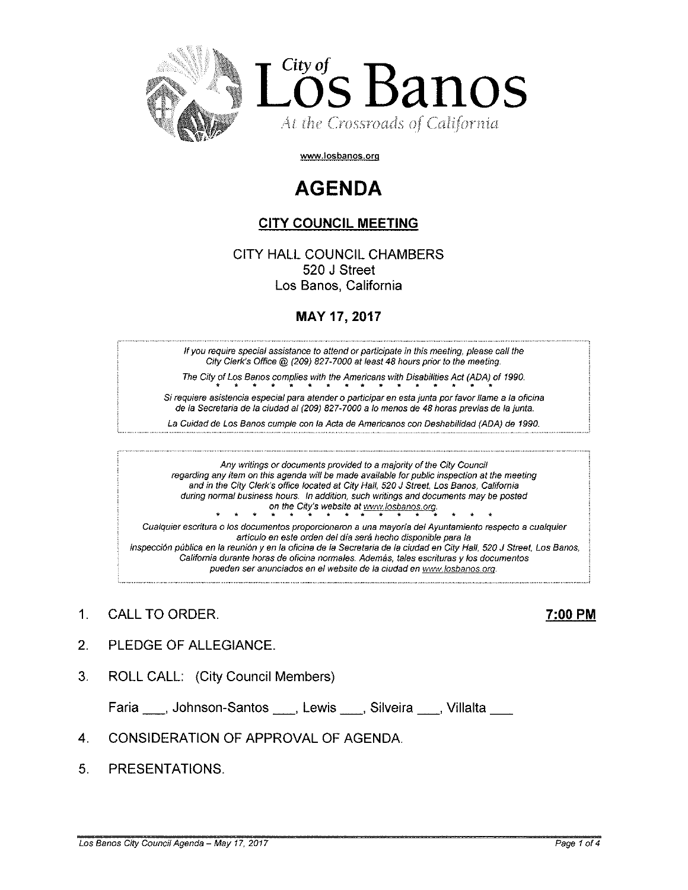City of

# Los Banos

*At the Crossroads of California*

www.losbanos.org

# AGENDA

## CITY COUNCIL MEETING

CITY HALL COUNCIL CHAMBERS
520 J Street
Los Banos, California

### MAY 17, 2017

*If you require special assistance to attend or participate in this meeting, please call the City Clerk's Office @ (209) 827-7000 at least 48 hours prior to the meeting.*

*The City of Los Banos complies with the Americans with Disabilities Act (ADA) of 1990.*

\* \* \* \* \* \* \* \* \* \* \* \* \* \* \*

*Si requiere asistencia especial para atender o participar en esta junta por favor llame a la oficina de la Secretaria de la ciudad al (209) 827-7000 a lo menos de 48 horas previas de la junta.*

*La Cuidad de Los Banos cumple con la Acta de Americanos con Deshabilidad (ADA) de 1990.*

*Any writings or documents provided to a majority of the City Council regarding any item on this agenda will be made available for public inspection at the meeting and in the City Clerk's office located at City Hall, 520 J Street, Los Banos, California during normal business hours. In addition, such writings and documents may be posted on the City's website at www.losbanos.org.*

\* \* \* \* \* \* \* \* \* \* \* \* \* \* \*

*Cualquier escritura o los documentos proporcionaron a una mayoría del Ayuntamiento respecto a cualquier artículo en este orden del día será hecho disponible para la inspección pública en la reunión y en la oficina de la Secretaria de la ciudad en City Hall, 520 J Street, Los Banos, California durante horas de oficina normales. Además, tales escrituras y los documentos pueden ser anunciados en el website de la ciudad en www.losbanos.org.*

1. CALL TO ORDER. **7:00 PM**

2. PLEDGE OF ALLEGIANCE.

3. ROLL CALL: (City Council Members)

   Faria ___, Johnson-Santos ___, Lewis ___, Silveira ___, Villalta ___

4. CONSIDERATION OF APPROVAL OF AGENDA.

5. PRESENTATIONS.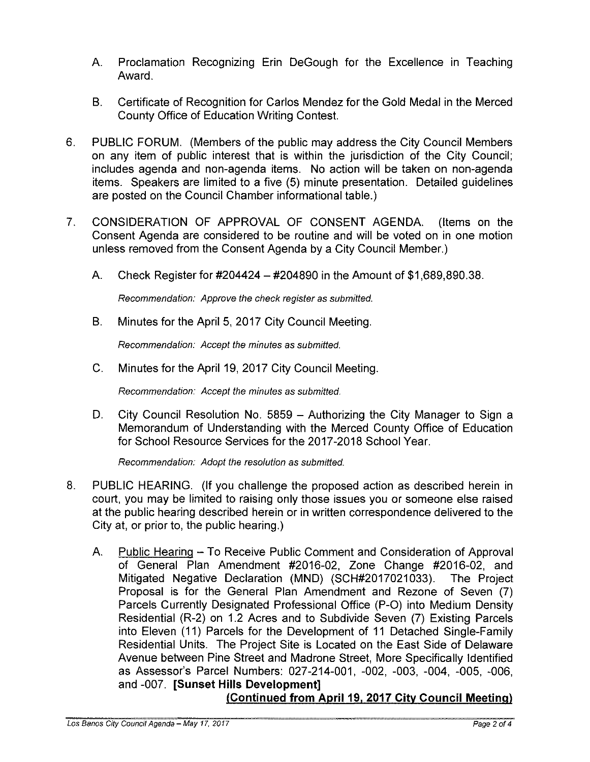A. Proclamation Recognizing Erin DeGough for the Excellence in Teaching Award.

B. Certificate of Recognition for Carlos Mendez for the Gold Medal in the Merced County Office of Education Writing Contest.

6. PUBLIC FORUM. (Members of the public may address the City Council Members on any item of public interest that is within the jurisdiction of the City Council; includes agenda and non-agenda items. No action will be taken on non-agenda items. Speakers are limited to a five (5) minute presentation. Detailed guidelines are posted on the Council Chamber informational table.)

7. CONSIDERATION OF APPROVAL OF CONSENT AGENDA. (Items on the Consent Agenda are considered to be routine and will be voted on in one motion unless removed from the Consent Agenda by a City Council Member.)

   A. Check Register for #204424 – #204890 in the Amount of $1,689,890.38.

      *Recommendation: Approve the check register as submitted.*

   B. Minutes for the April 5, 2017 City Council Meeting.

      *Recommendation: Accept the minutes as submitted.*

   C. Minutes for the April 19, 2017 City Council Meeting.

      *Recommendation: Accept the minutes as submitted.*

   D. City Council Resolution No. 5859 – Authorizing the City Manager to Sign a Memorandum of Understanding with the Merced County Office of Education for School Resource Services for the 2017-2018 School Year.

      *Recommendation: Adopt the resolution as submitted.*

8. PUBLIC HEARING. (If you challenge the proposed action as described herein in court, you may be limited to raising only those issues you or someone else raised at the public hearing described herein or in written correspondence delivered to the City at, or prior to, the public hearing.)

   A. Public Hearing – To Receive Public Comment and Consideration of Approval of General Plan Amendment #2016-02, Zone Change #2016-02, and Mitigated Negative Declaration (MND) (SCH#2017021033). The Project Proposal is for the General Plan Amendment and Rezone of Seven (7) Parcels Currently Designated Professional Office (P-O) into Medium Density Residential (R-2) on 1.2 Acres and to Subdivide Seven (7) Existing Parcels into Eleven (11) Parcels for the Development of 11 Detached Single-Family Residential Units. The Project Site is Located on the East Side of Delaware Avenue between Pine Street and Madrone Street, More Specifically Identified as Assessor's Parcel Numbers: 027-214-001, -002, -003, -004, -005, -006, and -007. **[Sunset Hills Development]**
      **(Continued from April 19, 2017 City Council Meeting)**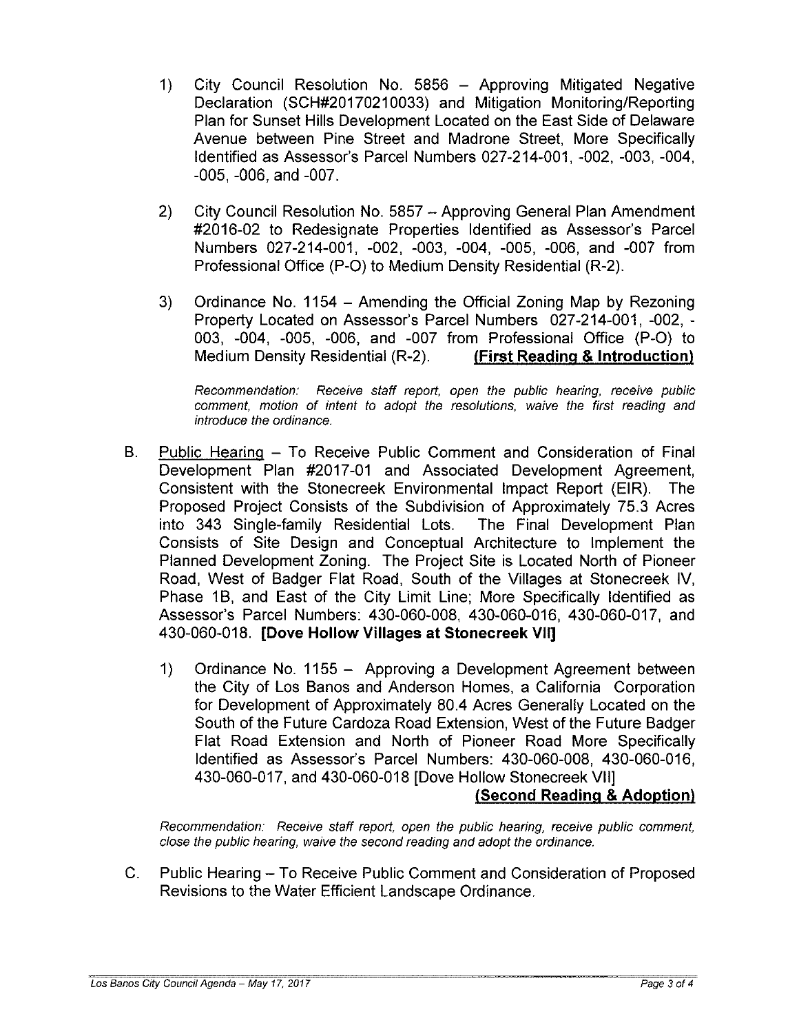1) City Council Resolution No. 5856 – Approving Mitigated Negative Declaration (SCH#20170210033) and Mitigation Monitoring/Reporting Plan for Sunset Hills Development Located on the East Side of Delaware Avenue between Pine Street and Madrone Street, More Specifically Identified as Assessor's Parcel Numbers 027-214-001, -002, -003, -004, -005, -006, and -007.

2) City Council Resolution No. 5857 – Approving General Plan Amendment #2016-02 to Redesignate Properties Identified as Assessor's Parcel Numbers 027-214-001, -002, -003, -004, -005, -006, and -007 from Professional Office (P-O) to Medium Density Residential (R-2).

3) Ordinance No. 1154 – Amending the Official Zoning Map by Rezoning Property Located on Assessor's Parcel Numbers 027-214-001, -002, -003, -004, -005, -006, and -007 from Professional Office (P-O) to Medium Density Residential (R-2). **(First Reading & Introduction)**

*Recommendation: Receive staff report, open the public hearing, receive public comment, motion of intent to adopt the resolutions, waive the first reading and introduce the ordinance.*

B. Public Hearing – To Receive Public Comment and Consideration of Final Development Plan #2017-01 and Associated Development Agreement, Consistent with the Stonecreek Environmental Impact Report (EIR). The Proposed Project Consists of the Subdivision of Approximately 75.3 Acres into 343 Single-family Residential Lots. The Final Development Plan Consists of Site Design and Conceptual Architecture to Implement the Planned Development Zoning. The Project Site is Located North of Pioneer Road, West of Badger Flat Road, South of the Villages at Stonecreek IV, Phase 1B, and East of the City Limit Line; More Specifically Identified as Assessor's Parcel Numbers: 430-060-008, 430-060-016, 430-060-017, and 430-060-018. **[Dove Hollow Villages at Stonecreek VII]**

1) Ordinance No. 1155 – Approving a Development Agreement between the City of Los Banos and Anderson Homes, a California Corporation for Development of Approximately 80.4 Acres Generally Located on the South of the Future Cardoza Road Extension, West of the Future Badger Flat Road Extension and North of Pioneer Road More Specifically Identified as Assessor's Parcel Numbers: 430-060-008, 430-060-016, 430-060-017, and 430-060-018 [Dove Hollow Stonecreek VII] **(Second Reading & Adoption)**

*Recommendation: Receive staff report, open the public hearing, receive public comment, close the public hearing, waive the second reading and adopt the ordinance.*

C. Public Hearing – To Receive Public Comment and Consideration of Proposed Revisions to the Water Efficient Landscape Ordinance.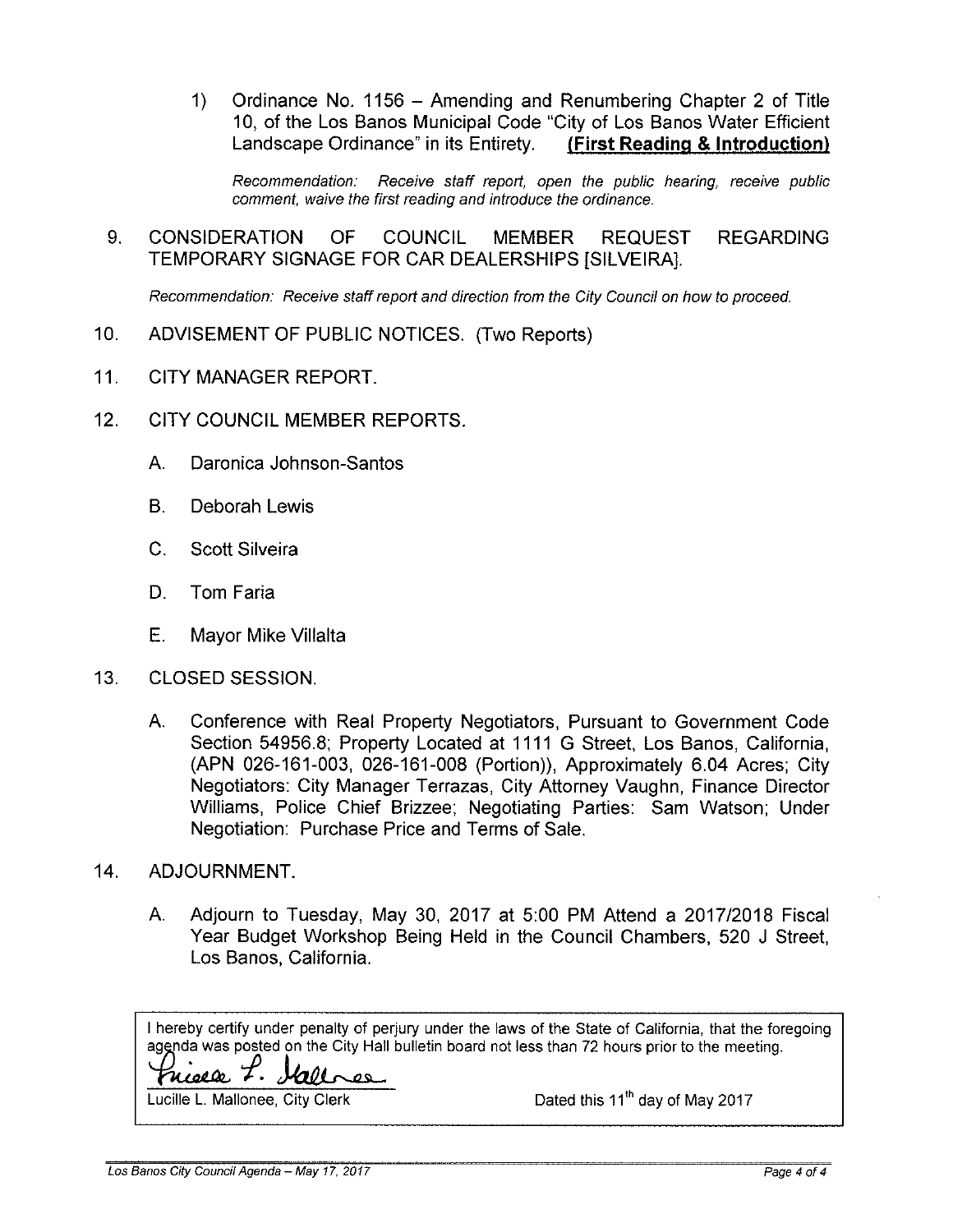1) Ordinance No. 1156 – Amending and Renumbering Chapter 2 of Title 10, of the Los Banos Municipal Code "City of Los Banos Water Efficient Landscape Ordinance" in its Entirety. **(First Reading & Introduction)**

   *Recommendation: Receive staff report, open the public hearing, receive public comment, waive the first reading and introduce the ordinance.*

9. CONSIDERATION OF COUNCIL MEMBER REQUEST REGARDING TEMPORARY SIGNAGE FOR CAR DEALERSHIPS [SILVEIRA].

   *Recommendation: Receive staff report and direction from the City Council on how to proceed.*

10. ADVISEMENT OF PUBLIC NOTICES. (Two Reports)

11. CITY MANAGER REPORT.

12. CITY COUNCIL MEMBER REPORTS.

    A. Daronica Johnson-Santos

    B. Deborah Lewis

    C. Scott Silveira

    D. Tom Faria

    E. Mayor Mike Villalta

13. CLOSED SESSION.

    A. Conference with Real Property Negotiators, Pursuant to Government Code Section 54956.8; Property Located at 1111 G Street, Los Banos, California, (APN 026-161-003, 026-161-008 (Portion)), Approximately 6.04 Acres; City Negotiators: City Manager Terrazas, City Attorney Vaughn, Finance Director Williams, Police Chief Brizzee; Negotiating Parties: Sam Watson; Under Negotiation: Purchase Price and Terms of Sale.

14. ADJOURNMENT.

    A. Adjourn to Tuesday, May 30, 2017 at 5:00 PM Attend a 2017/2018 Fiscal Year Budget Workshop Being Held in the Council Chambers, 520 J Street, Los Banos, California.

I hereby certify under penalty of perjury under the laws of the State of California, that the foregoing agenda was posted on the City Hall bulletin board not less than 72 hours prior to the meeting.

Lucille L. Mallonee, City Clerk

Dated this 11th day of May 2017